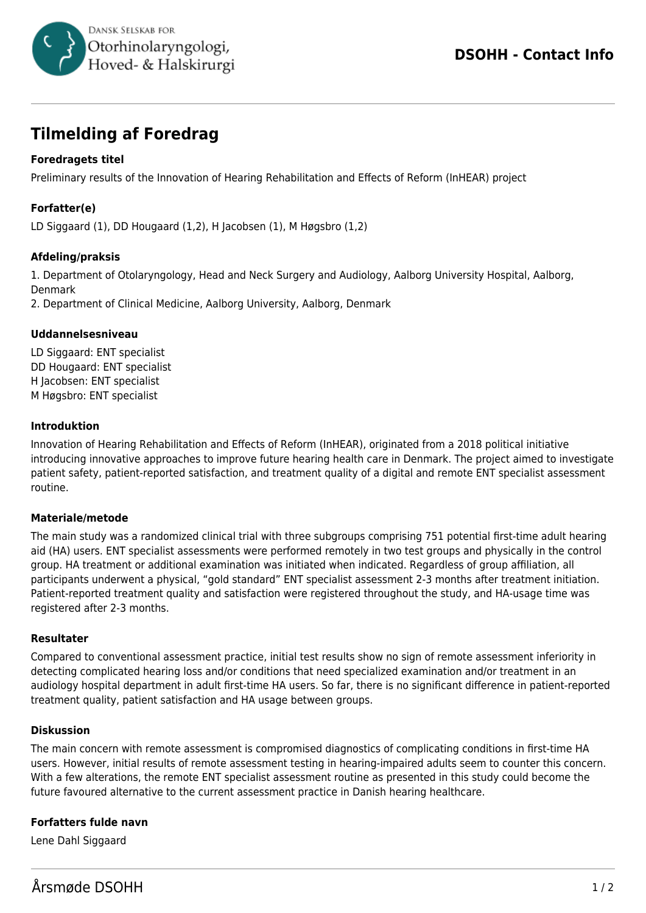Dansk Selskab for Otorhinolaryngologi, Hoved- & Halskirurgi

**DSOHH - Contact Info**

# Tilmelding af Foredrag

### Foredragets titel

Preliminary results of the Innovation of Hearing Rehabilitation and Effects of Reform (InHEAR) project

### Forfatter(e)

LD Siggaard (1), DD Hougaard (1,2), H Jacobsen (1), M Høgsbro (1,2)

### Afdeling/praksis

1. Department of Otolaryngology, Head and Neck Surgery and Audiology, Aalborg University Hospital, Aalborg, Denmark
2. Department of Clinical Medicine, Aalborg University, Aalborg, Denmark

### Uddannelsesniveau

LD Siggaard: ENT specialist
DD Hougaard: ENT specialist
H Jacobsen: ENT specialist
M Høgsbro: ENT specialist

### Introduktion

Innovation of Hearing Rehabilitation and Effects of Reform (InHEAR), originated from a 2018 political initiative introducing innovative approaches to improve future hearing health care in Denmark. The project aimed to investigate patient safety, patient-reported satisfaction, and treatment quality of a digital and remote ENT specialist assessment routine.

### Materiale/metode

The main study was a randomized clinical trial with three subgroups comprising 751 potential first-time adult hearing aid (HA) users. ENT specialist assessments were performed remotely in two test groups and physically in the control group. HA treatment or additional examination was initiated when indicated. Regardless of group affiliation, all participants underwent a physical, "gold standard" ENT specialist assessment 2-3 months after treatment initiation. Patient-reported treatment quality and satisfaction were registered throughout the study, and HA-usage time was registered after 2-3 months.

### Resultater

Compared to conventional assessment practice, initial test results show no sign of remote assessment inferiority in detecting complicated hearing loss and/or conditions that need specialized examination and/or treatment in an audiology hospital department in adult first-time HA users. So far, there is no significant difference in patient-reported treatment quality, patient satisfaction and HA usage between groups.

### Diskussion

The main concern with remote assessment is compromised diagnostics of complicating conditions in first-time HA users. However, initial results of remote assessment testing in hearing-impaired adults seem to counter this concern. With a few alterations, the remote ENT specialist assessment routine as presented in this study could become the future favoured alternative to the current assessment practice in Danish hearing healthcare.

### Forfatters fulde navn

Lene Dahl Siggaard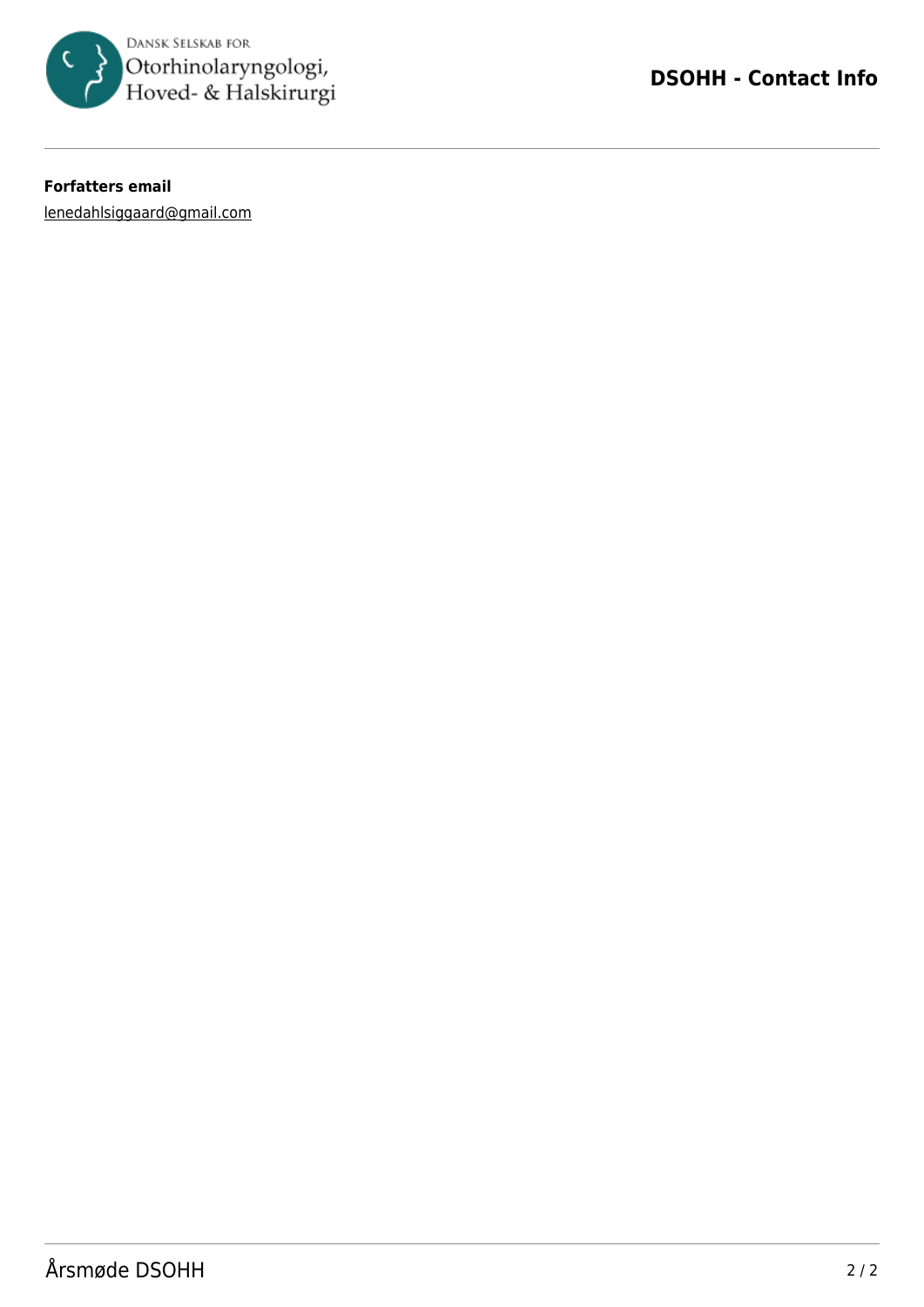**Forfatters email**

lenedahlsiggaard@gmail.com